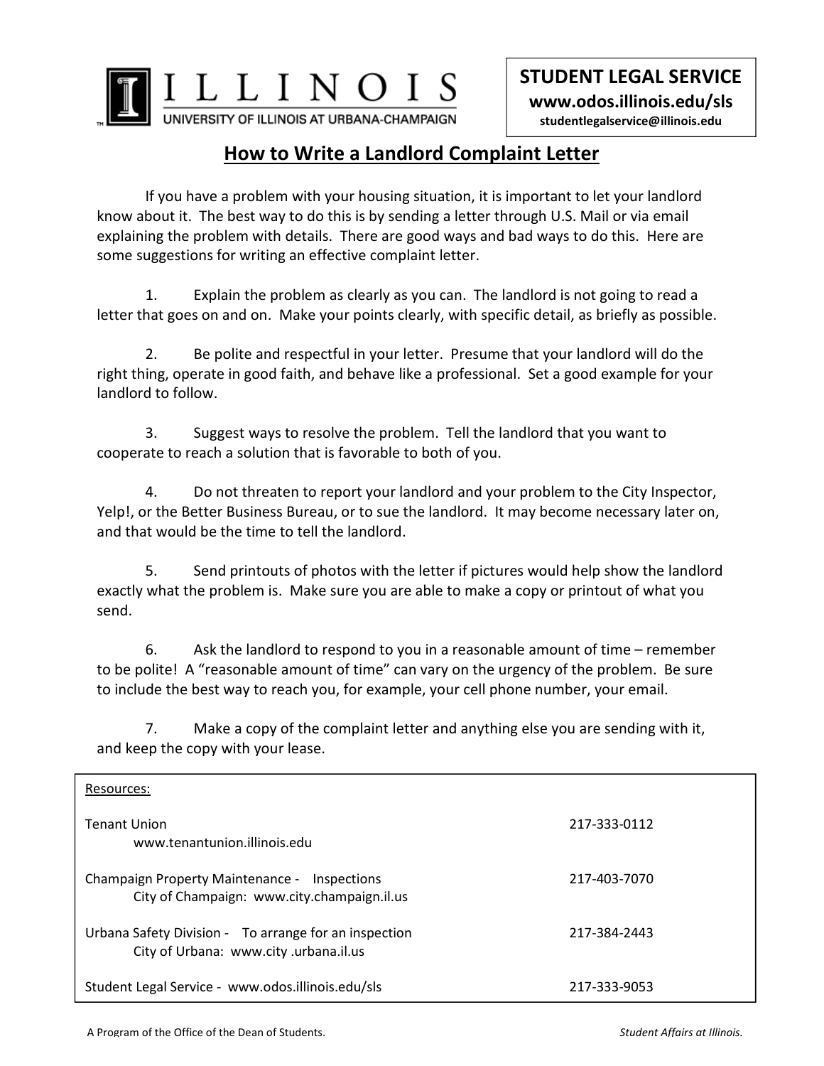ILLINOIS
UNIVERSITY OF ILLINOIS AT URBANA-CHAMPAIGN

**STUDENT LEGAL SERVICE**
**www.odos.illinois.edu/sls**
**studentlegalservice@illinois.edu**

# How to Write a Landlord Complaint Letter

If you have a problem with your housing situation, it is important to let your landlord know about it. The best way to do this is by sending a letter through U.S. Mail or via email explaining the problem with details. There are good ways and bad ways to do this. Here are some suggestions for writing an effective complaint letter.

1. Explain the problem as clearly as you can. The landlord is not going to read a letter that goes on and on. Make your points clearly, with specific detail, as briefly as possible.

2. Be polite and respectful in your letter. Presume that your landlord will do the right thing, operate in good faith, and behave like a professional. Set a good example for your landlord to follow.

3. Suggest ways to resolve the problem. Tell the landlord that you want to cooperate to reach a solution that is favorable to both of you.

4. Do not threaten to report your landlord and your problem to the City Inspector, Yelp!, or the Better Business Bureau, or to sue the landlord. It may become necessary later on, and that would be the time to tell the landlord.

5. Send printouts of photos with the letter if pictures would help show the landlord exactly what the problem is. Make sure you are able to make a copy or printout of what you send.

6. Ask the landlord to respond to you in a reasonable amount of time – remember to be polite! A "reasonable amount of time" can vary on the urgency of the problem. Be sure to include the best way to reach you, for example, your cell phone number, your email.

7. Make a copy of the complaint letter and anything else you are sending with it, and keep the copy with your lease.

| Resources: | |
|---|---|
| Tenant Union<br>www.tenantunion.illinois.edu | 217-333-0112 |
| Champaign Property Maintenance - Inspections<br>City of Champaign: www.city.champaign.il.us | 217-403-7070 |
| Urbana Safety Division - To arrange for an inspection<br>City of Urbana: www.city .urbana.il.us | 217-384-2443 |
| Student Legal Service - www.odos.illinois.edu/sls | 217-333-9053 |

A Program of the Office of the Dean of Students. *Student Affairs at Illinois.*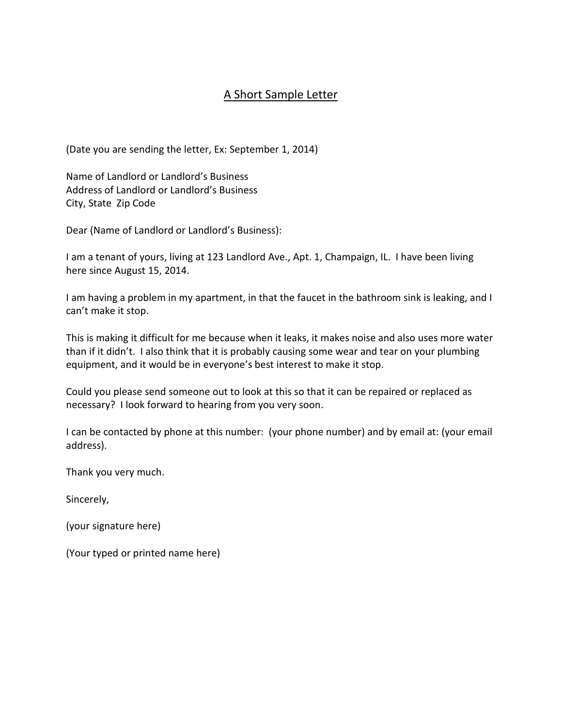# A Short Sample Letter

(Date you are sending the letter, Ex: September 1, 2014)

Name of Landlord or Landlord's Business
Address of Landlord or Landlord's Business
City, State Zip Code

Dear (Name of Landlord or Landlord's Business):

I am a tenant of yours, living at 123 Landlord Ave., Apt. 1, Champaign, IL. I have been living here since August 15, 2014.

I am having a problem in my apartment, in that the faucet in the bathroom sink is leaking, and I can't make it stop.

This is making it difficult for me because when it leaks, it makes noise and also uses more water than if it didn't. I also think that it is probably causing some wear and tear on your plumbing equipment, and it would be in everyone's best interest to make it stop.

Could you please send someone out to look at this so that it can be repaired or replaced as necessary? I look forward to hearing from you very soon.

I can be contacted by phone at this number: (your phone number) and by email at: (your email address).

Thank you very much.

Sincerely,

(your signature here)

(Your typed or printed name here)